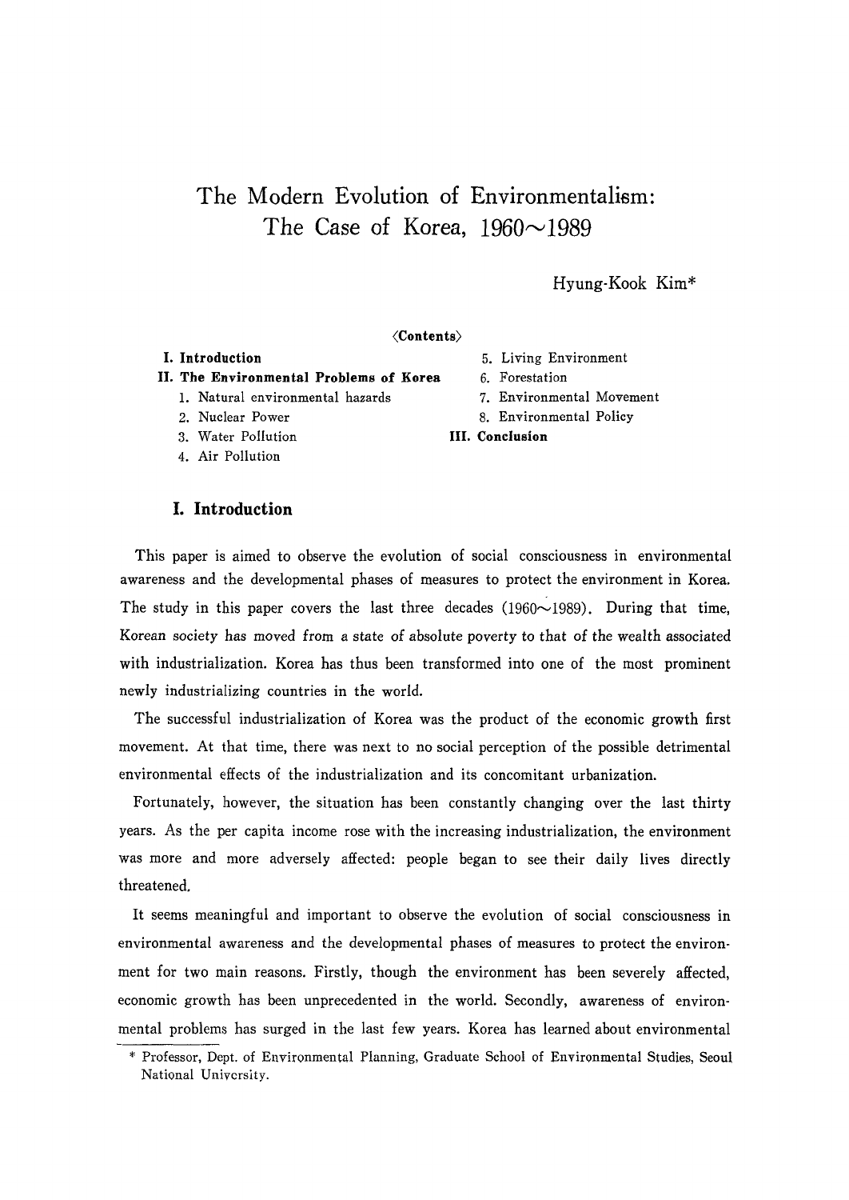# The Modern Evolution of Environmentalism: The Case of Korea, 1960~1989

Hyung-Kook Kim*

〈Contents〉

**I. Introduction**

**II. The Environmental Problems of Korea**

1. Natural environmental hazards
2. Nuclear Power
3. Water Pollution
4. Air Pollution
5. Living Environment
6. Forestation
7. Environmental Movement
8. Environmental Policy

**III. Conclusion**

## I. Introduction

This paper is aimed to observe the evolution of social consciousness in environmental awareness and the developmental phases of measures to protect the environment in Korea. The study in this paper covers the last three decades (1960~1989). During that time, Korean society has moved from a state of absolute poverty to that of the wealth associated with industrialization. Korea has thus been transformed into one of the most prominent newly industrializing countries in the world.

The successful industrialization of Korea was the product of the economic growth first movement. At that time, there was next to no social perception of the possible detrimental environmental effects of the industrialization and its concomitant urbanization.

Fortunately, however, the situation has been constantly changing over the last thirty years. As the per capita income rose with the increasing industrialization, the environment was more and more adversely affected: people began to see their daily lives directly threatened.

It seems meaningful and important to observe the evolution of social consciousness in environmental awareness and the developmental phases of measures to protect the environment for two main reasons. Firstly, though the environment has been severely affected, economic growth has been unprecedented in the world. Secondly, awareness of environmental problems has surged in the last few years. Korea has learned about environmental

\* Professor, Dept. of Environmental Planning, Graduate School of Environmental Studies, Seoul National University.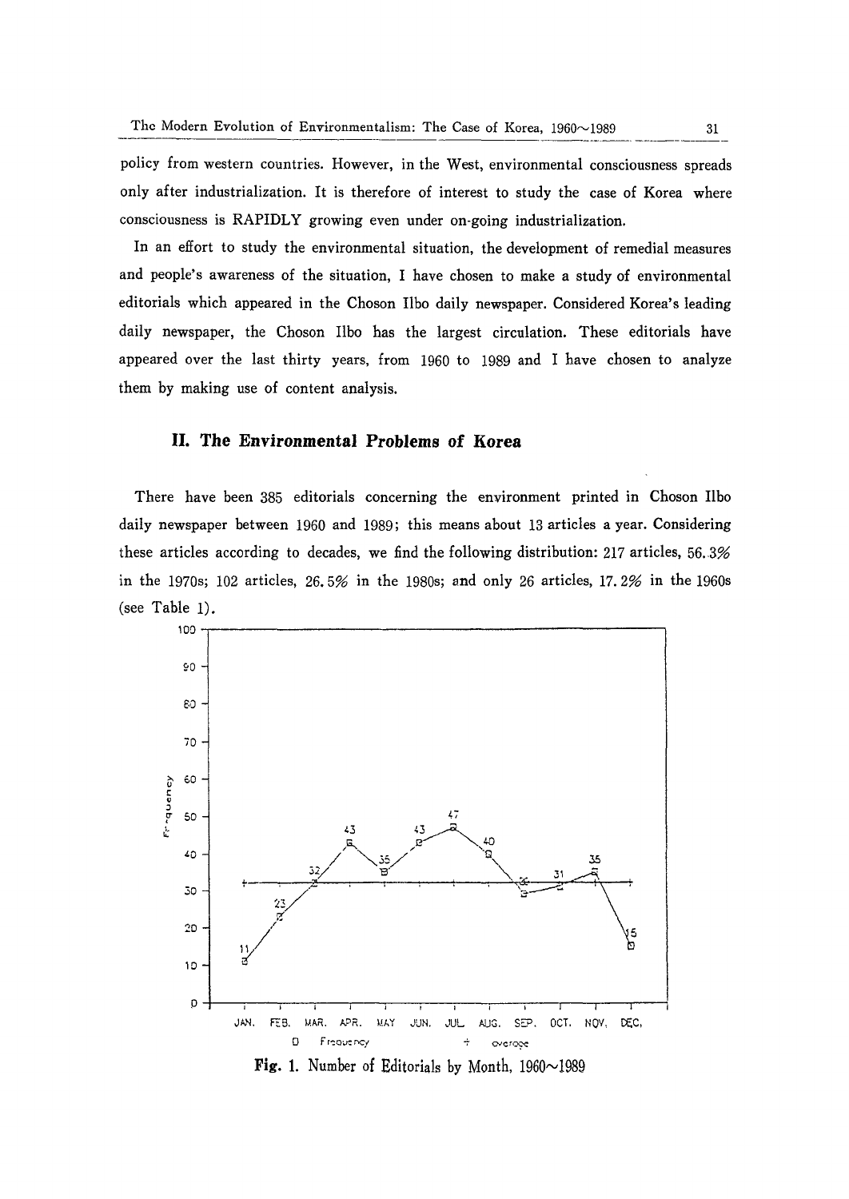policy from western countries. However, in the West, environmental consciousness spreads only after industrialization. It is therefore of interest to study the case of Korea where consciousness is RAPIDLY growing even under on-going industrialization.

In an effort to study the environmental situation, the development of remedial measures and people's awareness of the situation, I have chosen to make a study of environmental editorials which appeared in the Choson Ilbo daily newspaper. Considered Korea's leading daily newspaper, the Choson Ilbo has the largest circulation. These editorials have appeared over the last thirty years, from 1960 to 1989 and I have chosen to analyze them by making use of content analysis.

## II. The Environmental Problems of Korea

There have been 385 editorials concerning the environment printed in Choson Ilbo daily newspaper between 1960 and 1989; this means about 13 articles a year. Considering these articles according to decades, we find the following distribution: 217 articles, 56.3% in the 1970s; 102 articles, 26.5% in the 1980s; and only 26 articles, 17.2% in the 1960s (see Table 1).

**Fig. 1.** Number of Editorials by Month, 1960~1989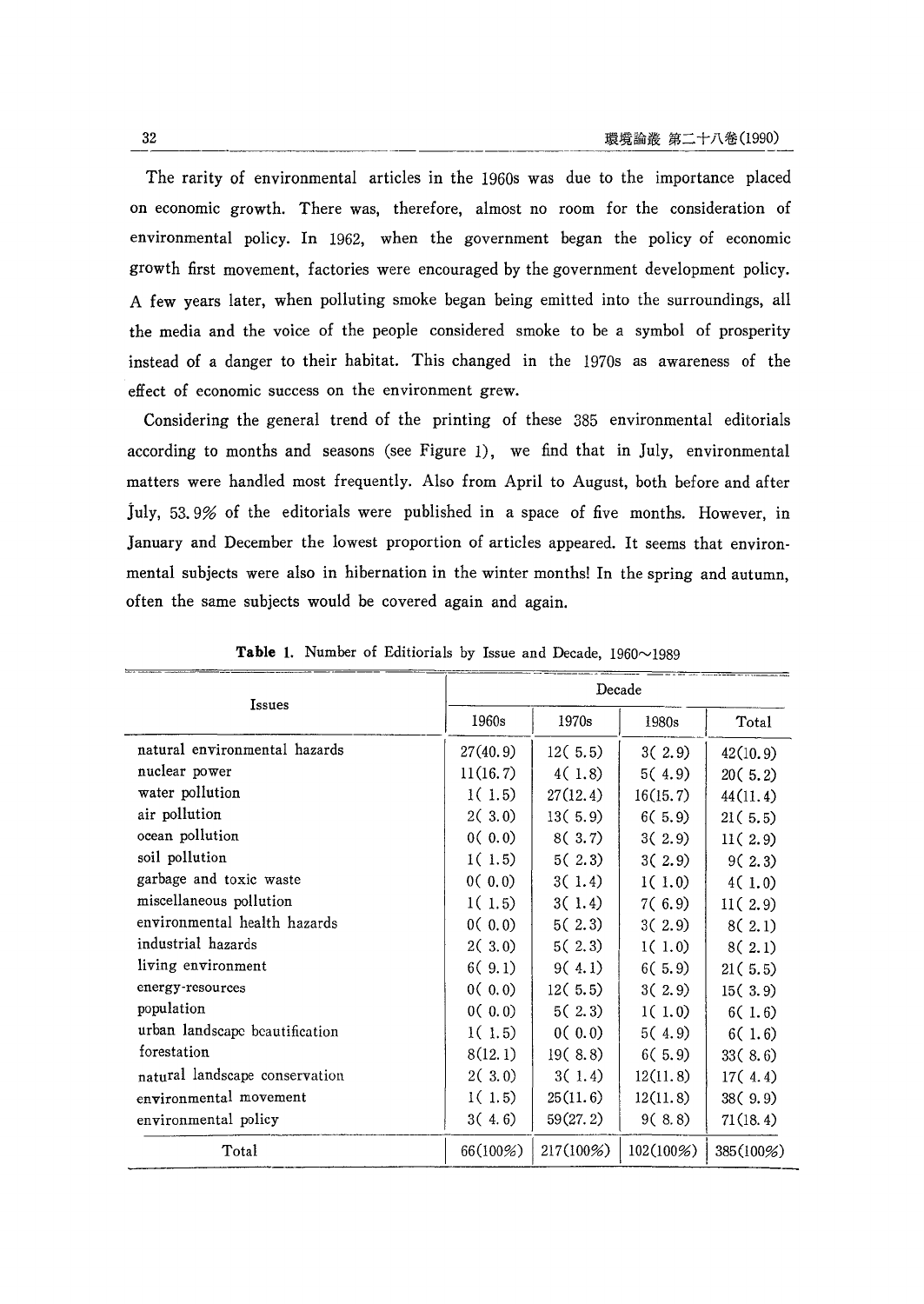The rarity of environmental articles in the 1960s was due to the importance placed on economic growth. There was, therefore, almost no room for the consideration of environmental policy. In 1962, when the government began the policy of economic growth first movement, factories were encouraged by the government development policy. A few years later, when polluting smoke began being emitted into the surroundings, all the media and the voice of the people considered smoke to be a symbol of prosperity instead of a danger to their habitat. This changed in the 1970s as awareness of the effect of economic success on the environment grew.

Considering the general trend of the printing of these 385 environmental editorials according to months and seasons (see Figure 1), we find that in July, environmental matters were handled most frequently. Also from April to August, both before and after July, 53.9% of the editorials were published in a space of five months. However, in January and December the lowest proportion of articles appeared. It seems that environmental subjects were also in hibernation in the winter months! In the spring and autumn, often the same subjects would be covered again and again.

**Table 1.** Number of Editiorials by Issue and Decade, 1960~1989

| Issues | Decade | | | |
|---|---|---|---|---|
| | 1960s | 1970s | 1980s | Total |
| natural environmental hazards | 27(40.9) | 12( 5.5) | 3( 2.9) | 42(10.9) |
| nuclear power | 11(16.7) | 4( 1.8) | 5( 4.9) | 20( 5.2) |
| water pollution | 1( 1.5) | 27(12.4) | 16(15.7) | 44(11.4) |
| air pollution | 2( 3.0) | 13( 5.9) | 6( 5.9) | 21( 5.5) |
| ocean pollution | 0( 0.0) | 8( 3.7) | 3( 2.9) | 11( 2.9) |
| soil pollution | 1( 1.5) | 5( 2.3) | 3( 2.9) | 9( 2.3) |
| garbage and toxic waste | 0( 0.0) | 3( 1.4) | 1( 1.0) | 4( 1.0) |
| miscellaneous pollution | 1( 1.5) | 3( 1.4) | 7( 6.9) | 11( 2.9) |
| environmental health hazards | 0( 0.0) | 5( 2.3) | 3( 2.9) | 8( 2.1) |
| industrial hazards | 2( 3.0) | 5( 2.3) | 1( 1.0) | 8( 2.1) |
| living environment | 6( 9.1) | 9( 4.1) | 6( 5.9) | 21( 5.5) |
| energy-resources | 0( 0.0) | 12( 5.5) | 3( 2.9) | 15( 3.9) |
| population | 0( 0.0) | 5( 2.3) | 1( 1.0) | 6( 1.6) |
| urban landscape beautification | 1( 1.5) | 0( 0.0) | 5( 4.9) | 6( 1.6) |
| forestation | 8(12.1) | 19( 8.8) | 6( 5.9) | 33( 8.6) |
| natural landscape conservation | 2( 3.0) | 3( 1.4) | 12(11.8) | 17( 4.4) |
| environmental movement | 1( 1.5) | 25(11.6) | 12(11.8) | 38( 9.9) |
| environmental policy | 3( 4.6) | 59(27.2) | 9( 8.8) | 71(18.4) |
| Total | 66(100%) | 217(100%) | 102(100%) | 385(100%) |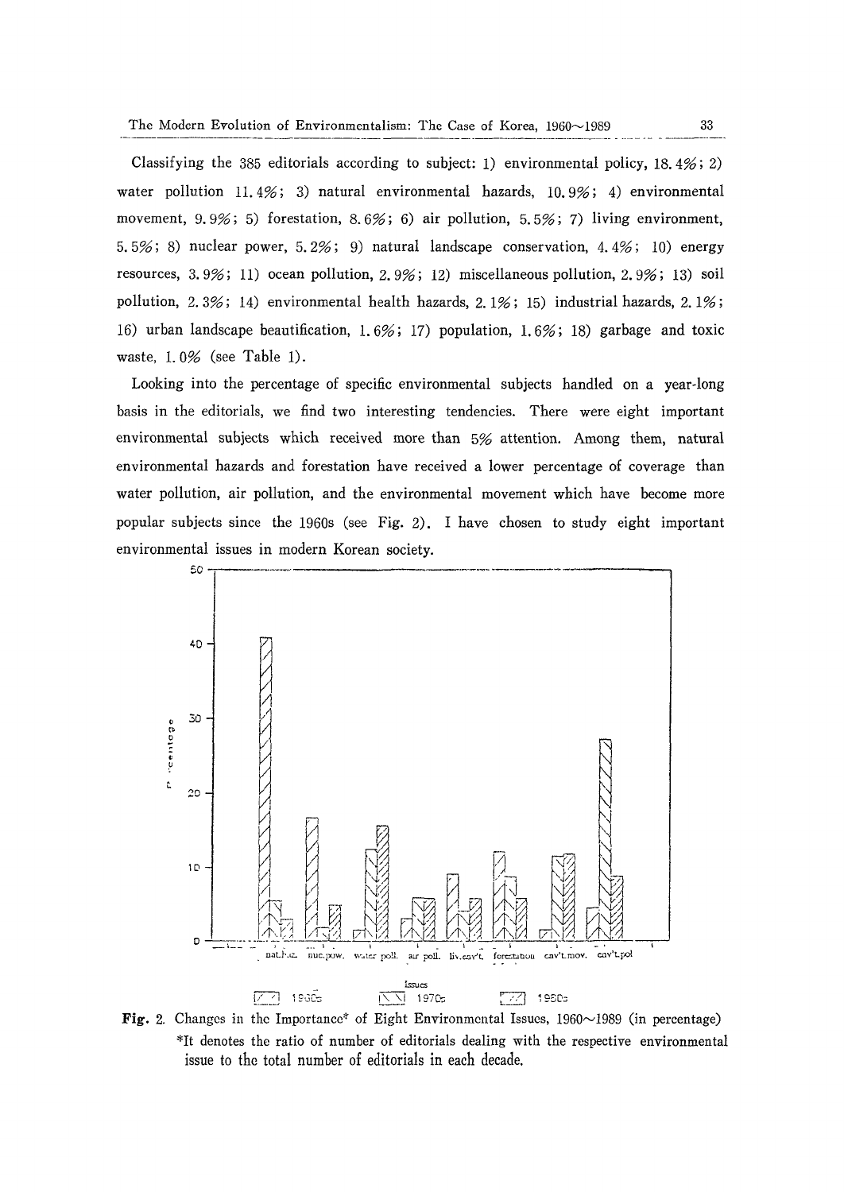Classifying the 385 editorials according to subject: 1) environmental policy, 18.4%; 2) water pollution 11.4%; 3) natural environmental hazards, 10.9%; 4) environmental movement, 9.9%; 5) forestation, 8.6%; 6) air pollution, 5.5%; 7) living environment, 5.5%; 8) nuclear power, 5.2%; 9) natural landscape conservation, 4.4%; 10) energy resources, 3.9%; 11) ocean pollution, 2.9%; 12) miscellaneous pollution, 2.9%; 13) soil pollution, 2.3%; 14) environmental health hazards, 2.1%; 15) industrial hazards, 2.1%; 16) urban landscape beautification, 1.6%; 17) population, 1.6%; 18) garbage and toxic waste, 1.0% (see Table 1).

Looking into the percentage of specific environmental subjects handled on a year-long basis in the editorials, we find two interesting tendencies. There were eight important environmental subjects which received more than 5% attention. Among them, natural environmental hazards and forestation have received a lower percentage of coverage than water pollution, air pollution, and the environmental movement which have become more popular subjects since the 1960s (see Fig. 2). I have chosen to study eight important environmental issues in modern Korean society.

**Fig. 2.** Changes in the Importance* of Eight Environmental Issues, 1960~1989 (in percentage)
*It denotes the ratio of number of editorials dealing with the respective environmental issue to the total number of editorials in each decade.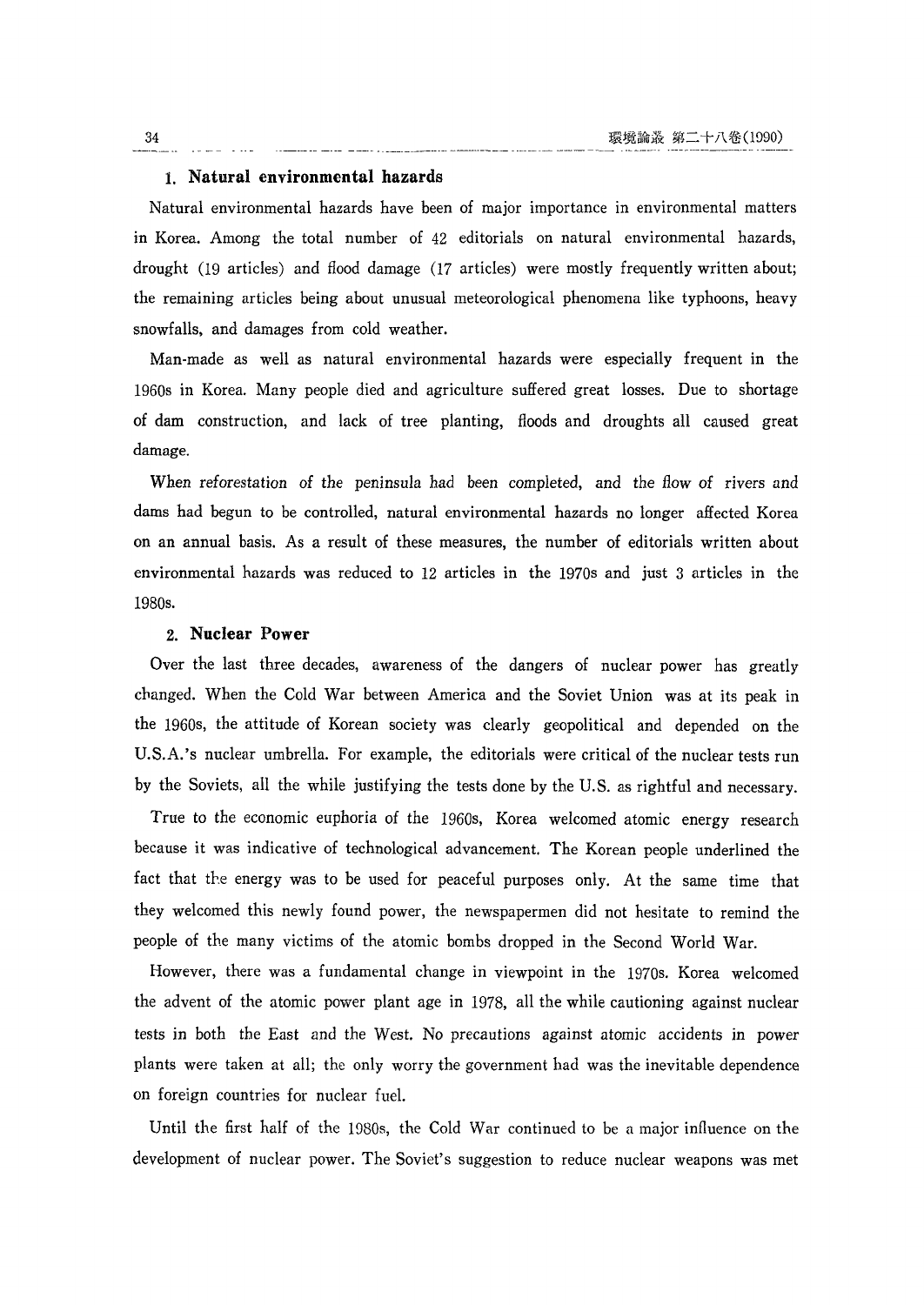### 1. Natural environmental hazards

Natural environmental hazards have been of major importance in environmental matters in Korea. Among the total number of 42 editorials on natural environmental hazards, drought (19 articles) and flood damage (17 articles) were mostly frequently written about; the remaining articles being about unusual meteorological phenomena like typhoons, heavy snowfalls, and damages from cold weather.

Man-made as well as natural environmental hazards were especially frequent in the 1960s in Korea. Many people died and agriculture suffered great losses. Due to shortage of dam construction, and lack of tree planting, floods and droughts all caused great damage.

When reforestation of the peninsula had been completed, and the flow of rivers and dams had begun to be controlled, natural environmental hazards no longer affected Korea on an annual basis. As a result of these measures, the number of editorials written about environmental hazards was reduced to 12 articles in the 1970s and just 3 articles in the 1980s.

### 2. Nuclear Power

Over the last three decades, awareness of the dangers of nuclear power has greatly changed. When the Cold War between America and the Soviet Union was at its peak in the 1960s, the attitude of Korean society was clearly geopolitical and depended on the U.S.A.'s nuclear umbrella. For example, the editorials were critical of the nuclear tests run by the Soviets, all the while justifying the tests done by the U.S. as rightful and necessary.

True to the economic euphoria of the 1960s, Korea welcomed atomic energy research because it was indicative of technological advancement. The Korean people underlined the fact that the energy was to be used for peaceful purposes only. At the same time that they welcomed this newly found power, the newspapermen did not hesitate to remind the people of the many victims of the atomic bombs dropped in the Second World War.

However, there was a fundamental change in viewpoint in the 1970s. Korea welcomed the advent of the atomic power plant age in 1978, all the while cautioning against nuclear tests in both the East and the West. No precautions against atomic accidents in power plants were taken at all; the only worry the government had was the inevitable dependence on foreign countries for nuclear fuel.

Until the first half of the 1980s, the Cold War continued to be a major influence on the development of nuclear power. The Soviet's suggestion to reduce nuclear weapons was met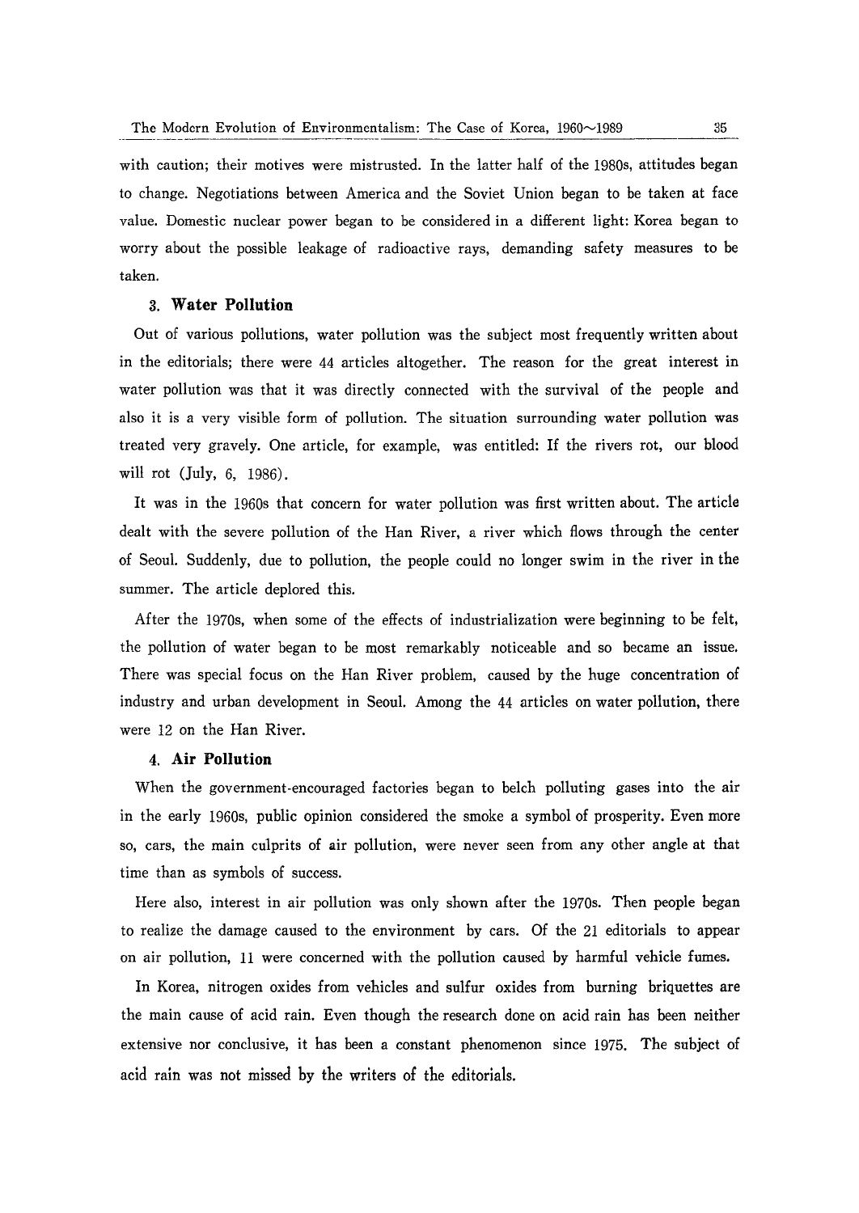with caution; their motives were mistrusted. In the latter half of the 1980s, attitudes began to change. Negotiations between America and the Soviet Union began to be taken at face value. Domestic nuclear power began to be considered in a different light: Korea began to worry about the possible leakage of radioactive rays, demanding safety measures to be taken.

### 3. Water Pollution

Out of various pollutions, water pollution was the subject most frequently written about in the editorials; there were 44 articles altogether. The reason for the great interest in water pollution was that it was directly connected with the survival of the people and also it is a very visible form of pollution. The situation surrounding water pollution was treated very gravely. One article, for example, was entitled: If the rivers rot, our blood will rot (July, 6, 1986).

It was in the 1960s that concern for water pollution was first written about. The article dealt with the severe pollution of the Han River, a river which flows through the center of Seoul. Suddenly, due to pollution, the people could no longer swim in the river in the summer. The article deplored this.

After the 1970s, when some of the effects of industrialization were beginning to be felt, the pollution of water began to be most remarkably noticeable and so became an issue. There was special focus on the Han River problem, caused by the huge concentration of industry and urban development in Seoul. Among the 44 articles on water pollution, there were 12 on the Han River.

### 4. Air Pollution

When the government-encouraged factories began to belch polluting gases into the air in the early 1960s, public opinion considered the smoke a symbol of prosperity. Even more so, cars, the main culprits of air pollution, were never seen from any other angle at that time than as symbols of success.

Here also, interest in air pollution was only shown after the 1970s. Then people began to realize the damage caused to the environment by cars. Of the 21 editorials to appear on air pollution, 11 were concerned with the pollution caused by harmful vehicle fumes.

In Korea, nitrogen oxides from vehicles and sulfur oxides from burning briquettes are the main cause of acid rain. Even though the research done on acid rain has been neither extensive nor conclusive, it has been a constant phenomenon since 1975. The subject of acid rain was not missed by the writers of the editorials.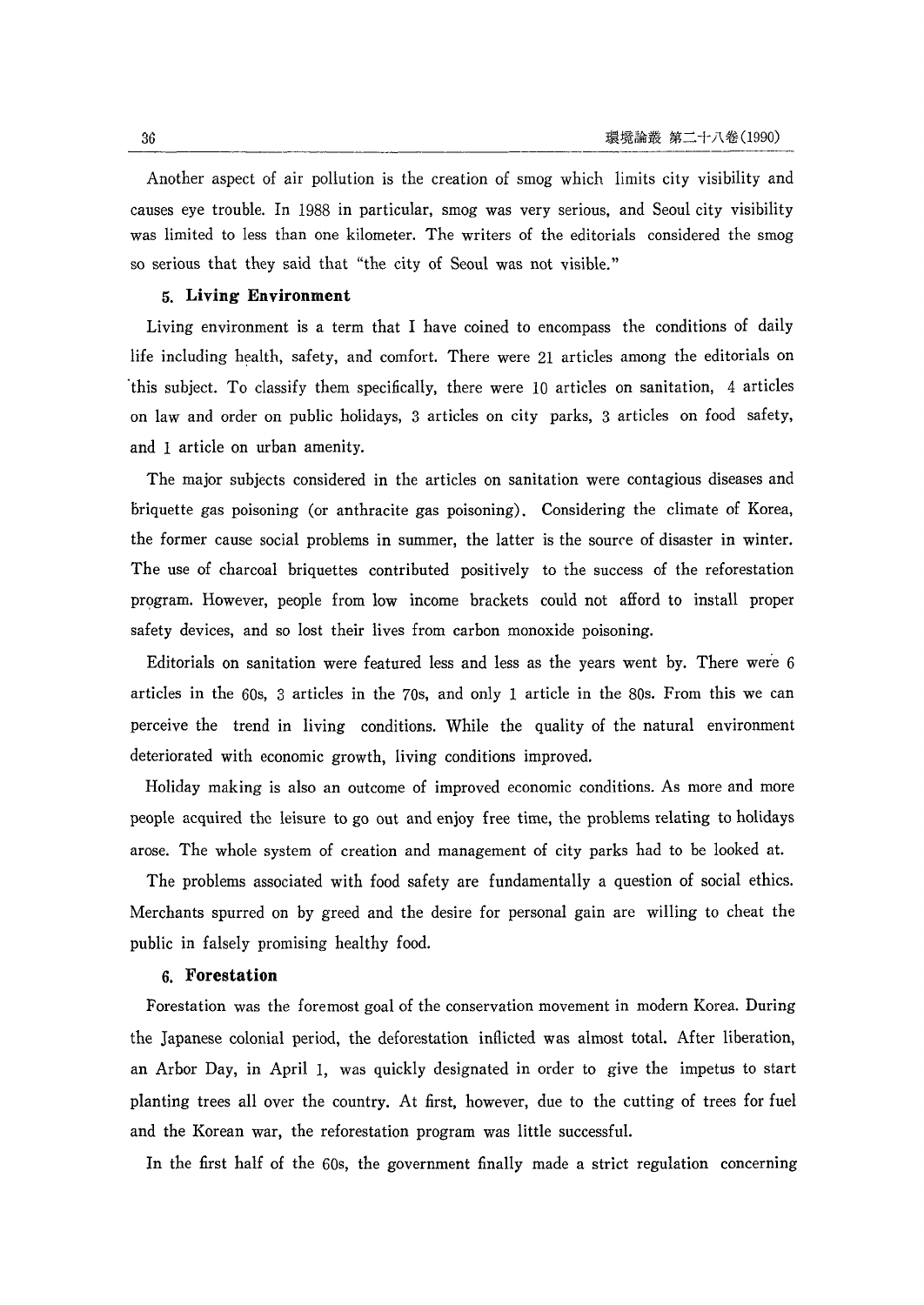Another aspect of air pollution is the creation of smog which limits city visibility and causes eye trouble. In 1988 in particular, smog was very serious, and Seoul city visibility was limited to less than one kilometer. The writers of the editorials considered the smog so serious that they said that "the city of Seoul was not visible."

### 5. Living Environment

Living environment is a term that I have coined to encompass the conditions of daily life including health, safety, and comfort. There were 21 articles among the editorials on this subject. To classify them specifically, there were 10 articles on sanitation, 4 articles on law and order on public holidays, 3 articles on city parks, 3 articles on food safety, and 1 article on urban amenity.

The major subjects considered in the articles on sanitation were contagious diseases and briquette gas poisoning (or anthracite gas poisoning). Considering the climate of Korea, the former cause social problems in summer, the latter is the source of disaster in winter. The use of charcoal briquettes contributed positively to the success of the reforestation program. However, people from low income brackets could not afford to install proper safety devices, and so lost their lives from carbon monoxide poisoning.

Editorials on sanitation were featured less and less as the years went by. There were 6 articles in the 60s, 3 articles in the 70s, and only 1 article in the 80s. From this we can perceive the trend in living conditions. While the quality of the natural environment deteriorated with economic growth, living conditions improved.

Holiday making is also an outcome of improved economic conditions. As more and more people acquired the leisure to go out and enjoy free time, the problems relating to holidays arose. The whole system of creation and management of city parks had to be looked at.

The problems associated with food safety are fundamentally a question of social ethics. Merchants spurred on by greed and the desire for personal gain are willing to cheat the public in falsely promising healthy food.

### 6. Forestation

Forestation was the foremost goal of the conservation movement in modern Korea. During the Japanese colonial period, the deforestation inflicted was almost total. After liberation, an Arbor Day, in April 1, was quickly designated in order to give the impetus to start planting trees all over the country. At first, however, due to the cutting of trees for fuel and the Korean war, the reforestation program was little successful.

In the first half of the 60s, the government finally made a strict regulation concerning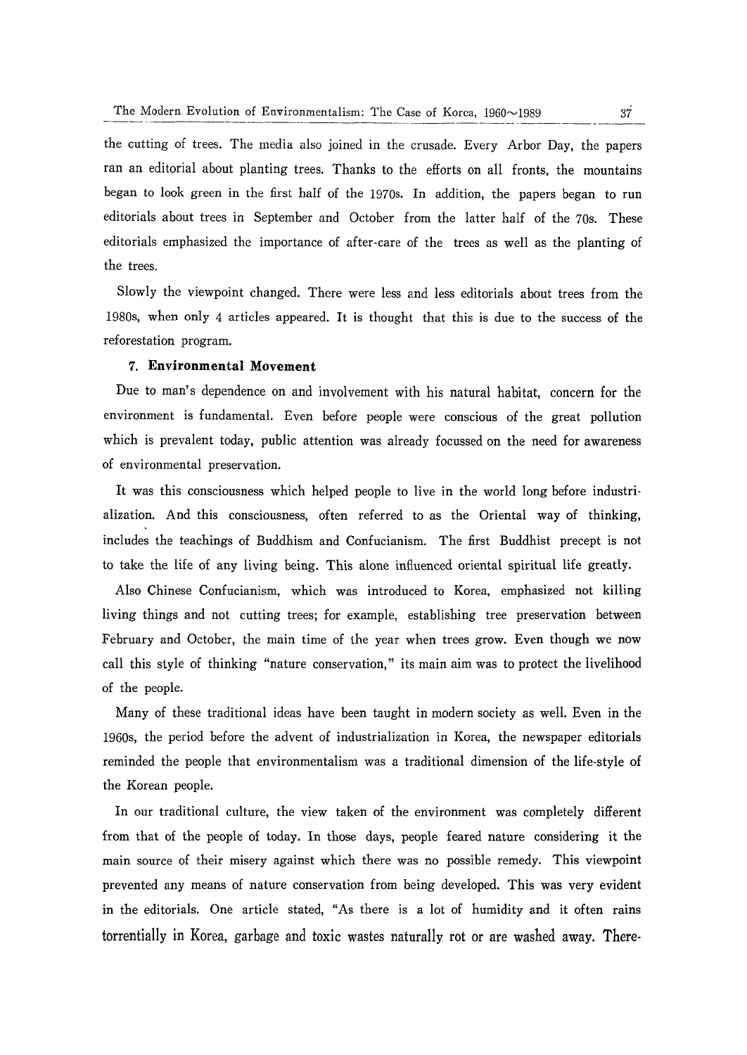the cutting of trees. The media also joined in the crusade. Every Arbor Day, the papers ran an editorial about planting trees. Thanks to the efforts on all fronts, the mountains began to look green in the first half of the 1970s. In addition, the papers began to run editorials about trees in September and October from the latter half of the 70s. These editorials emphasized the importance of after-care of the trees as well as the planting of the trees.

Slowly the viewpoint changed. There were less and less editorials about trees from the 1980s, when only 4 articles appeared. It is thought that this is due to the success of the reforestation program.

### 7. Environmental Movement

Due to man's dependence on and involvement with his natural habitat, concern for the environment is fundamental. Even before people were conscious of the great pollution which is prevalent today, public attention was already focussed on the need for awareness of environmental preservation.

It was this consciousness which helped people to live in the world long before industrialization. And this consciousness, often referred to as the Oriental way of thinking, includes the teachings of Buddhism and Confucianism. The first Buddhist precept is not to take the life of any living being. This alone influenced oriental spiritual life greatly.

Also Chinese Confucianism, which was introduced to Korea, emphasized not killing living things and not cutting trees; for example, establishing tree preservation between February and October, the main time of the year when trees grow. Even though we now call this style of thinking "nature conservation," its main aim was to protect the livelihood of the people.

Many of these traditional ideas have been taught in modern society as well. Even in the 1960s, the period before the advent of industrialization in Korea, the newspaper editorials reminded the people that environmentalism was a traditional dimension of the life-style of the Korean people.

In our traditional culture, the view taken of the environment was completely different from that of the people of today. In those days, people feared nature considering it the main source of their misery against which there was no possible remedy. This viewpoint prevented any means of nature conservation from being developed. This was very evident in the editorials. One article stated, "As there is a lot of humidity and it often rains torrentially in Korea, garbage and toxic wastes naturally rot or are washed away. There-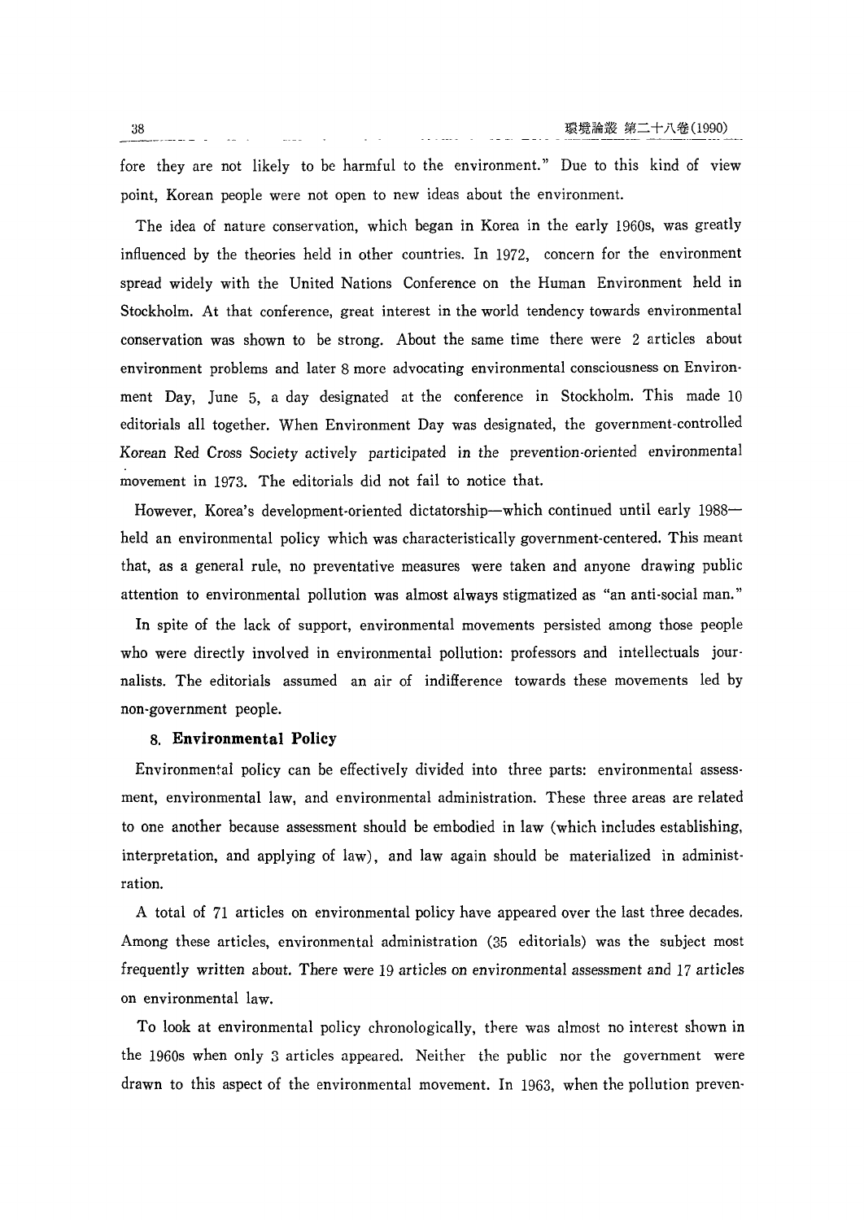fore they are not likely to be harmful to the environment." Due to this kind of view point, Korean people were not open to new ideas about the environment.

The idea of nature conservation, which began in Korea in the early 1960s, was greatly influenced by the theories held in other countries. In 1972, concern for the environment spread widely with the United Nations Conference on the Human Environment held in Stockholm. At that conference, great interest in the world tendency towards environmental conservation was shown to be strong. About the same time there were 2 articles about environment problems and later 8 more advocating environmental consciousness on Environment Day, June 5, a day designated at the conference in Stockholm. This made 10 editorials all together. When Environment Day was designated, the government-controlled Korean Red Cross Society actively participated in the prevention-oriented environmental movement in 1973. The editorials did not fail to notice that.

However, Korea's development-oriented dictatorship—which continued until early 1988—held an environmental policy which was characteristically government-centered. This meant that, as a general rule, no preventative measures were taken and anyone drawing public attention to environmental pollution was almost always stigmatized as "an anti-social man."

In spite of the lack of support, environmental movements persisted among those people who were directly involved in environmental pollution: professors and intellectuals journalists. The editorials assumed an air of indifference towards these movements led by non-government people.

### 8. Environmental Policy

Environmental policy can be effectively divided into three parts: environmental assessment, environmental law, and environmental administration. These three areas are related to one another because assessment should be embodied in law (which includes establishing, interpretation, and applying of law), and law again should be materialized in administration.

A total of 71 articles on environmental policy have appeared over the last three decades. Among these articles, environmental administration (35 editorials) was the subject most frequently written about. There were 19 articles on environmental assessment and 17 articles on environmental law.

To look at environmental policy chronologically, there was almost no interest shown in the 1960s when only 3 articles appeared. Neither the public nor the government were drawn to this aspect of the environmental movement. In 1963, when the pollution preven-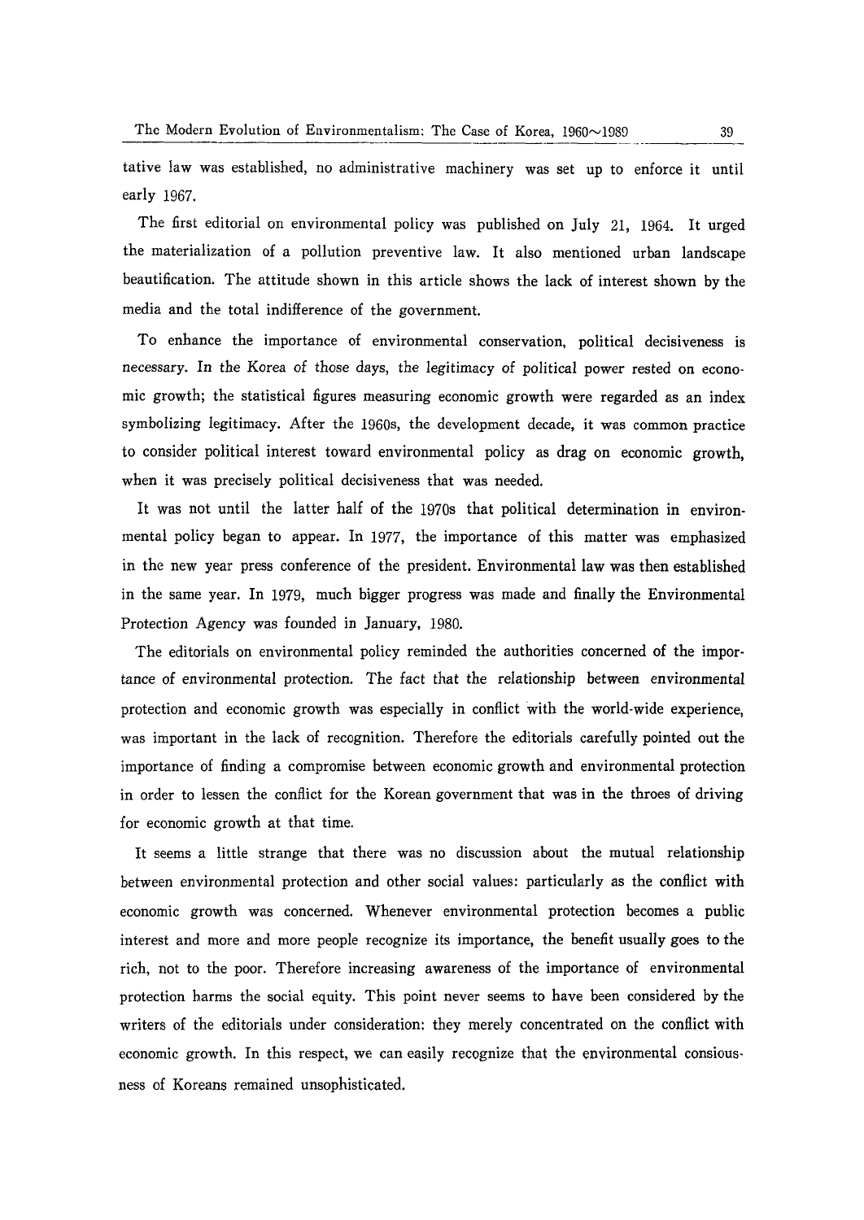tative law was established, no administrative machinery was set up to enforce it until early 1967.

The first editorial on environmental policy was published on July 21, 1964. It urged the materialization of a pollution preventive law. It also mentioned urban landscape beautification. The attitude shown in this article shows the lack of interest shown by the media and the total indifference of the government.

To enhance the importance of environmental conservation, political decisiveness is necessary. In the Korea of those days, the legitimacy of political power rested on economic growth; the statistical figures measuring economic growth were regarded as an index symbolizing legitimacy. After the 1960s, the development decade, it was common practice to consider political interest toward environmental policy as drag on economic growth, when it was precisely political decisiveness that was needed.

It was not until the latter half of the 1970s that political determination in environmental policy began to appear. In 1977, the importance of this matter was emphasized in the new year press conference of the president. Environmental law was then established in the same year. In 1979, much bigger progress was made and finally the Environmental Protection Agency was founded in January, 1980.

The editorials on environmental policy reminded the authorities concerned of the importance of environmental protection. The fact that the relationship between environmental protection and economic growth was especially in conflict with the world-wide experience, was important in the lack of recognition. Therefore the editorials carefully pointed out the importance of finding a compromise between economic growth and environmental protection in order to lessen the conflict for the Korean government that was in the throes of driving for economic growth at that time.

It seems a little strange that there was no discussion about the mutual relationship between environmental protection and other social values: particularly as the conflict with economic growth was concerned. Whenever environmental protection becomes a public interest and more and more people recognize its importance, the benefit usually goes to the rich, not to the poor. Therefore increasing awareness of the importance of environmental protection harms the social equity. This point never seems to have been considered by the writers of the editorials under consideration: they merely concentrated on the conflict with economic growth. In this respect, we can easily recognize that the environmental consiousness of Koreans remained unsophisticated.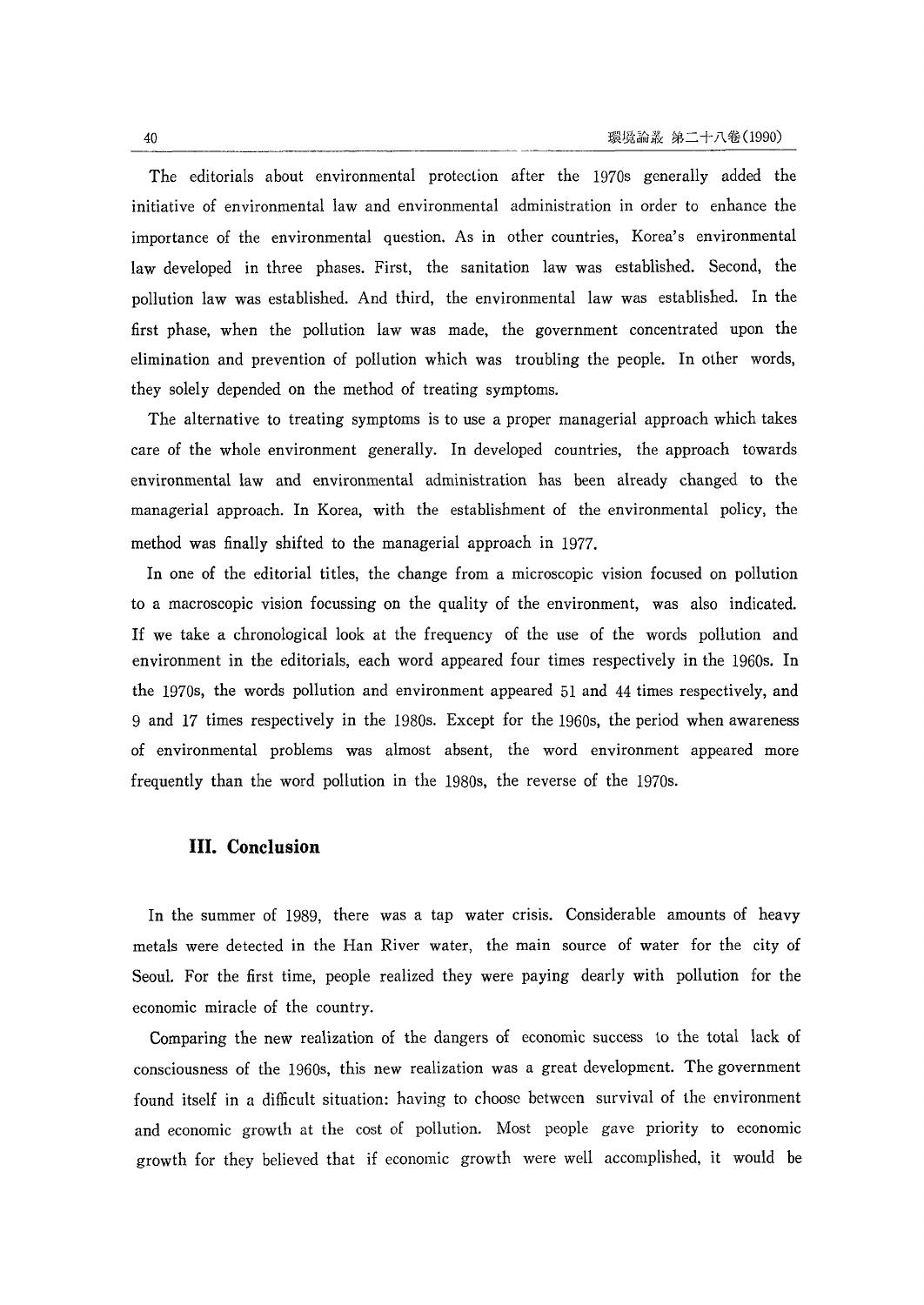The editorials about environmental protection after the 1970s generally added the initiative of environmental law and environmental administration in order to enhance the importance of the environmental question. As in other countries, Korea's environmental law developed in three phases. First, the sanitation law was established. Second, the pollution law was established. And third, the environmental law was established. In the first phase, when the pollution law was made, the government concentrated upon the elimination and prevention of pollution which was troubling the people. In other words, they solely depended on the method of treating symptoms.

The alternative to treating symptoms is to use a proper managerial approach which takes care of the whole environment generally. In developed countries, the approach towards environmental law and environmental administration has been already changed to the managerial approach. In Korea, with the establishment of the environmental policy, the method was finally shifted to the managerial approach in 1977.

In one of the editorial titles, the change from a microscopic vision focused on pollution to a macroscopic vision focussing on the quality of the environment, was also indicated. If we take a chronological look at the frequency of the use of the words pollution and environment in the editorials, each word appeared four times respectively in the 1960s. In the 1970s, the words pollution and environment appeared 51 and 44 times respectively, and 9 and 17 times respectively in the 1980s. Except for the 1960s, the period when awareness of environmental problems was almost absent, the word environment appeared more frequently than the word pollution in the 1980s, the reverse of the 1970s.

## III. Conclusion

In the summer of 1989, there was a tap water crisis. Considerable amounts of heavy metals were detected in the Han River water, the main source of water for the city of Seoul. For the first time, people realized they were paying dearly with pollution for the economic miracle of the country.

Comparing the new realization of the dangers of economic success to the total lack of consciousness of the 1960s, this new realization was a great development. The government found itself in a difficult situation: having to choose between survival of the environment and economic growth at the cost of pollution. Most people gave priority to economic growth for they believed that if economic growth were well accomplished, it would be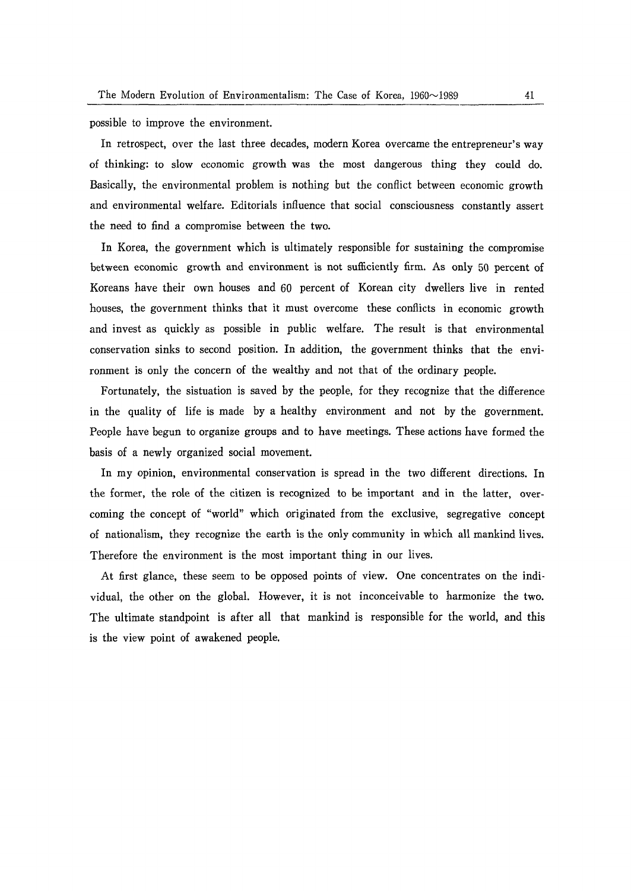possible to improve the environment.

In retrospect, over the last three decades, modern Korea overcame the entrepreneur's way of thinking: to slow economic growth was the most dangerous thing they could do. Basically, the environmental problem is nothing but the conflict between economic growth and environmental welfare. Editorials influence that social consciousness constantly assert the need to find a compromise between the two.

In Korea, the government which is ultimately responsible for sustaining the compromise between economic growth and environment is not sufficiently firm. As only 50 percent of Koreans have their own houses and 60 percent of Korean city dwellers live in rented houses, the government thinks that it must overcome these conflicts in economic growth and invest as quickly as possible in public welfare. The result is that environmental conservation sinks to second position. In addition, the government thinks that the environment is only the concern of the wealthy and not that of the ordinary people.

Fortunately, the sistuation is saved by the people, for they recognize that the difference in the quality of life is made by a healthy environment and not by the government. People have begun to organize groups and to have meetings. These actions have formed the basis of a newly organized social movement.

In my opinion, environmental conservation is spread in the two different directions. In the former, the role of the citizen is recognized to be important and in the latter, overcoming the concept of "world" which originated from the exclusive, segregative concept of nationalism, they recognize the earth is the only community in which all mankind lives. Therefore the environment is the most important thing in our lives.

At first glance, these seem to be opposed points of view. One concentrates on the individual, the other on the global. However, it is not inconceivable to harmonize the two. The ultimate standpoint is after all that mankind is responsible for the world, and this is the view point of awakened people.